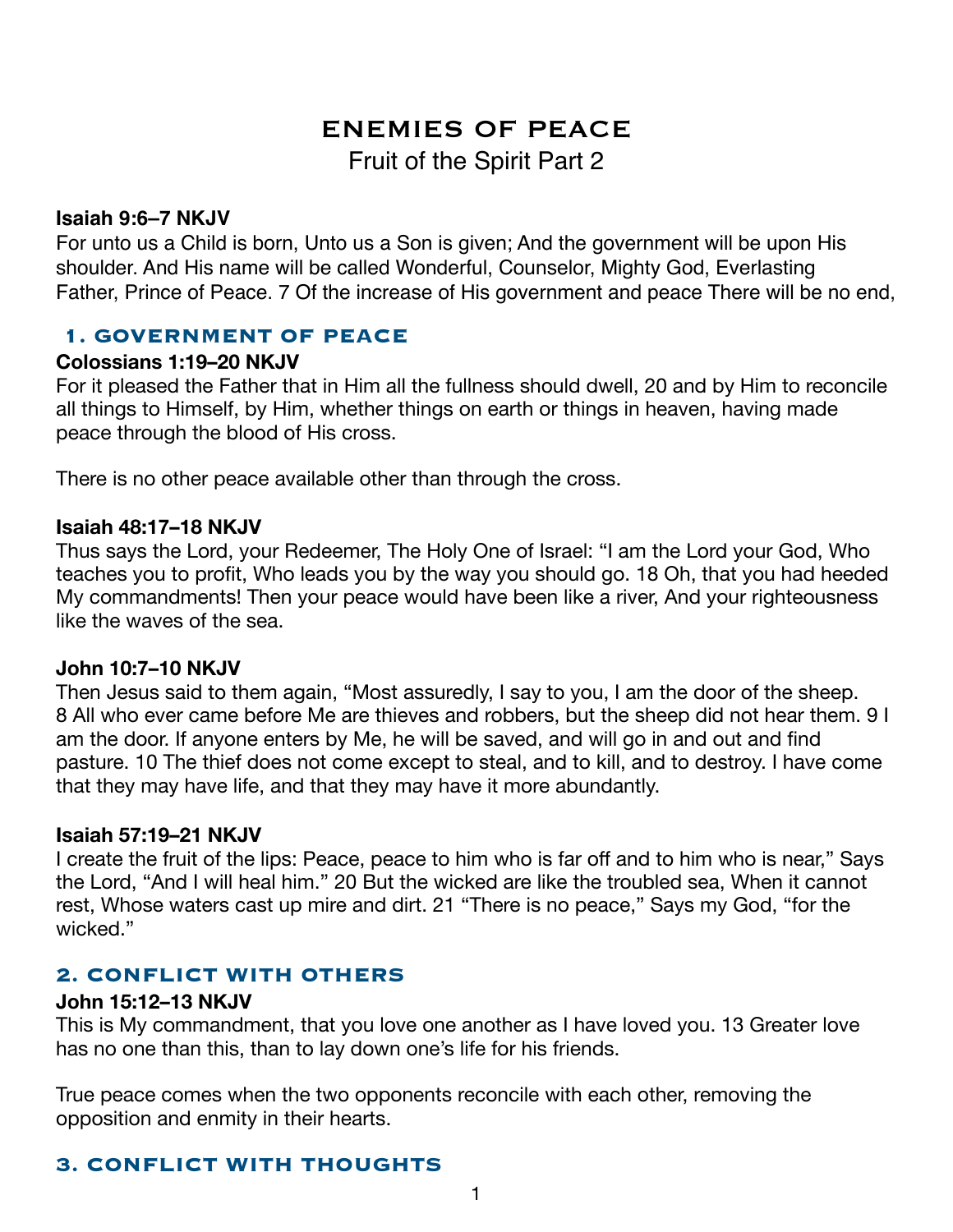# ENEMIES OF PEACE

Fruit of the Spirit Part 2

**Isaiah 9:6–7 NKJV**

For unto us a Child is born, Unto us a Son is given; And the government will be upon His shoulder. And His name will be called Wonderful, Counselor, Mighty God, Everlasting Father, Prince of Peace. 7 Of the increase of His government and peace There will be no end,

## 1. GOVERNMENT OF PEACE

**Colossians 1:19–20 NKJV**

For it pleased the Father that in Him all the fullness should dwell, 20 and by Him to reconcile all things to Himself, by Him, whether things on earth or things in heaven, having made peace through the blood of His cross.

There is no other peace available other than through the cross.

**Isaiah 48:17–18 NKJV**

Thus says the Lord, your Redeemer, The Holy One of Israel: "I am the Lord your God, Who teaches you to profit, Who leads you by the way you should go. 18 Oh, that you had heeded My commandments! Then your peace would have been like a river, And your righteousness like the waves of the sea.

**John 10:7–10 NKJV**

Then Jesus said to them again, "Most assuredly, I say to you, I am the door of the sheep. 8 All who ever came before Me are thieves and robbers, but the sheep did not hear them. 9 I am the door. If anyone enters by Me, he will be saved, and will go in and out and find pasture. 10 The thief does not come except to steal, and to kill, and to destroy. I have come that they may have life, and that they may have it more abundantly.

**Isaiah 57:19–21 NKJV**

I create the fruit of the lips: Peace, peace to him who is far off and to him who is near," Says the Lord, "And I will heal him." 20 But the wicked are like the troubled sea, When it cannot rest, Whose waters cast up mire and dirt. 21 "There is no peace," Says my God, "for the wicked."

## 2. CONFLICT WITH OTHERS

**John 15:12–13 NKJV**

This is My commandment, that you love one another as I have loved you. 13 Greater love has no one than this, than to lay down one's life for his friends.

True peace comes when the two opponents reconcile with each other, removing the opposition and enmity in their hearts.

## 3. CONFLICT WITH THOUGHTS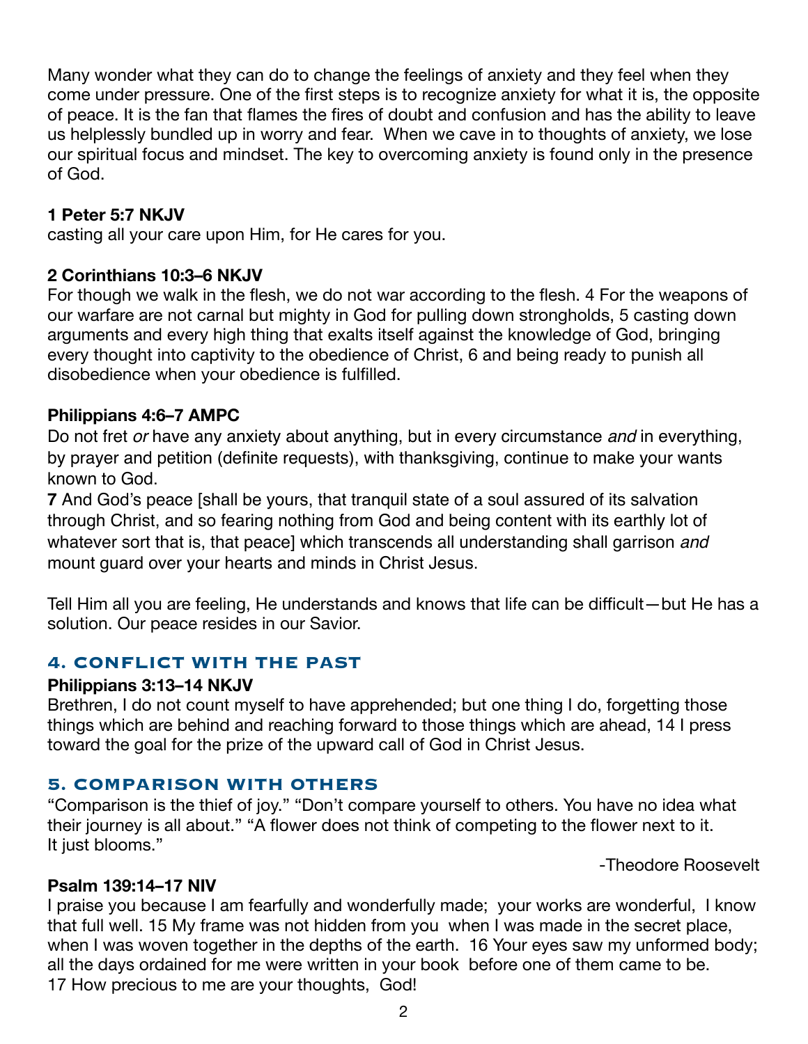Many wonder what they can do to change the feelings of anxiety and they feel when they come under pressure. One of the first steps is to recognize anxiety for what it is, the opposite of peace. It is the fan that flames the fires of doubt and confusion and has the ability to leave us helplessly bundled up in worry and fear. When we cave in to thoughts of anxiety, we lose our spiritual focus and mindset. The key to overcoming anxiety is found only in the presence of God.

**1 Peter 5:7 NKJV**
casting all your care upon Him, for He cares for you.

**2 Corinthians 10:3–6 NKJV**
For though we walk in the flesh, we do not war according to the flesh. 4 For the weapons of our warfare are not carnal but mighty in God for pulling down strongholds, 5 casting down arguments and every high thing that exalts itself against the knowledge of God, bringing every thought into captivity to the obedience of Christ, 6 and being ready to punish all disobedience when your obedience is fulfilled.

**Philippians 4:6–7 AMPC**
Do not fret *or* have any anxiety about anything, but in every circumstance *and* in everything, by prayer and petition (definite requests), with thanksgiving, continue to make your wants known to God.
**7** And God's peace [shall be yours, that tranquil state of a soul assured of its salvation through Christ, and so fearing nothing from God and being content with its earthly lot of whatever sort that is, that peace] which transcends all understanding shall garrison *and* mount guard over your hearts and minds in Christ Jesus.

Tell Him all you are feeling, He understands and knows that life can be difficult—but He has a solution. Our peace resides in our Savior.

## 4. CONFLICT WITH THE PAST

**Philippians 3:13–14 NKJV**
Brethren, I do not count myself to have apprehended; but one thing I do, forgetting those things which are behind and reaching forward to those things which are ahead, 14 I press toward the goal for the prize of the upward call of God in Christ Jesus.

## 5. COMPARISON WITH OTHERS

"Comparison is the thief of joy." "Don't compare yourself to others. You have no idea what their journey is all about." "A flower does not think of competing to the flower next to it. It just blooms."

-Theodore Roosevelt

**Psalm 139:14–17 NIV**
I praise you because I am fearfully and wonderfully made; your works are wonderful, I know that full well. 15 My frame was not hidden from you when I was made in the secret place, when I was woven together in the depths of the earth. 16 Your eyes saw my unformed body; all the days ordained for me were written in your book before one of them came to be.
17 How precious to me are your thoughts, God!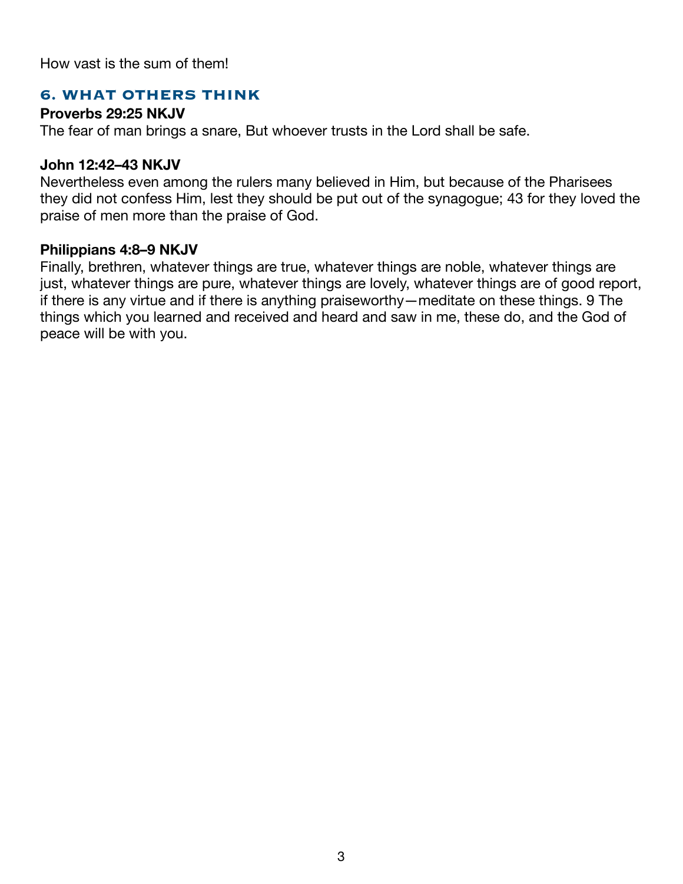How vast is the sum of them!

## 6. WHAT OTHERS THINK

**Proverbs 29:25 NKJV**
The fear of man brings a snare, But whoever trusts in the Lord shall be safe.

**John 12:42–43 NKJV**
Nevertheless even among the rulers many believed in Him, but because of the Pharisees they did not confess Him, lest they should be put out of the synagogue; 43 for they loved the praise of men more than the praise of God.

**Philippians 4:8–9 NKJV**
Finally, brethren, whatever things are true, whatever things are noble, whatever things are just, whatever things are pure, whatever things are lovely, whatever things are of good report, if there is any virtue and if there is anything praiseworthy—meditate on these things. 9 The things which you learned and received and heard and saw in me, these do, and the God of peace will be with you.